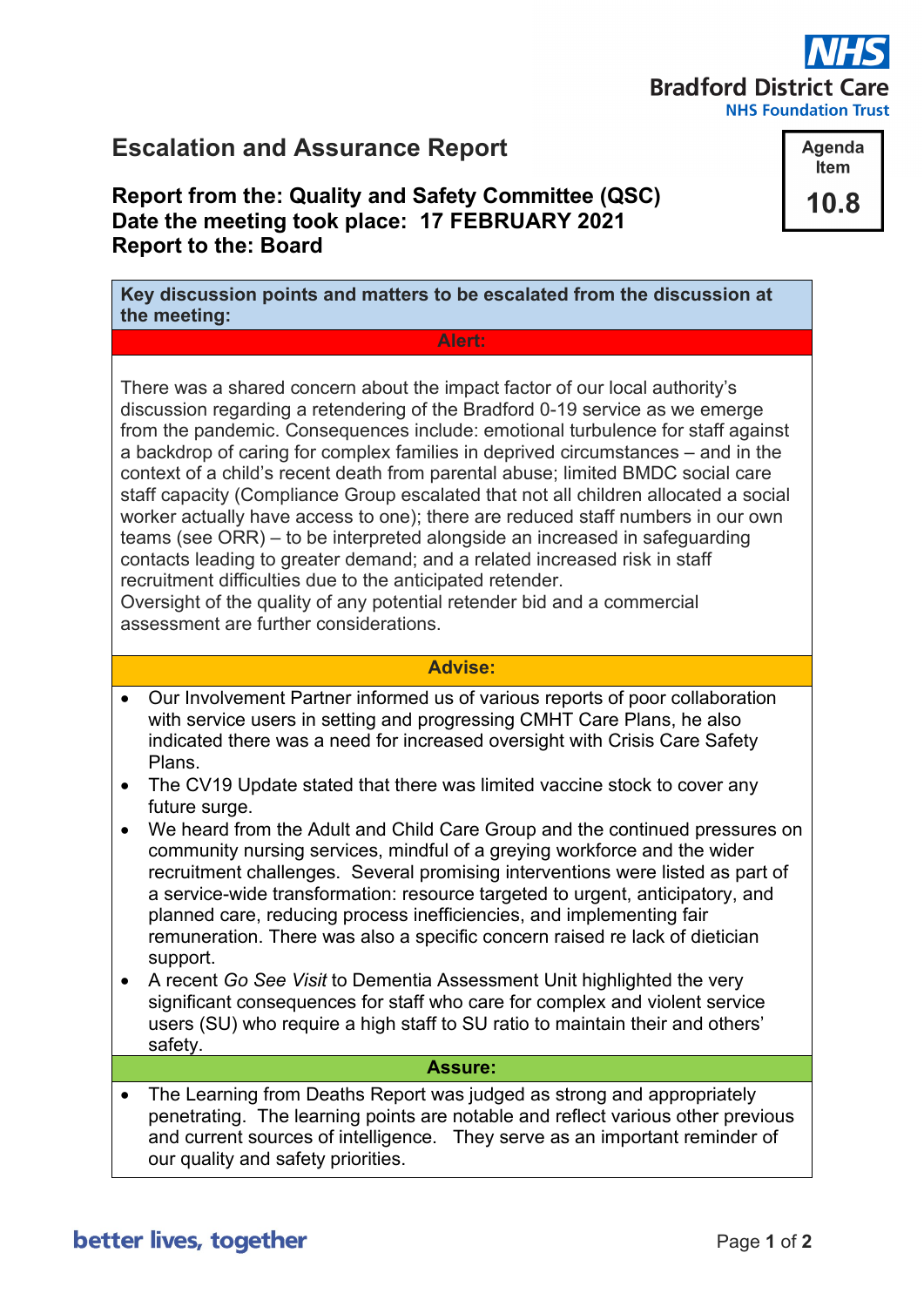Bradford District Care
NHS Foundation Trust

# Escalation and Assurance Report

**Agenda Item 10.8**

**Report from the: Quality and Safety Committee (QSC)**
**Date the meeting took place: 17 FEBRUARY 2021**
**Report to the: Board**

**Key discussion points and matters to be escalated from the discussion at the meeting:**

**Alert:**

There was a shared concern about the impact factor of our local authority's discussion regarding a retendering of the Bradford 0-19 service as we emerge from the pandemic. Consequences include: emotional turbulence for staff against a backdrop of caring for complex families in deprived circumstances – and in the context of a child's recent death from parental abuse; limited BMDC social care staff capacity (Compliance Group escalated that not all children allocated a social worker actually have access to one); there are reduced staff numbers in our own teams (see ORR) – to be interpreted alongside an increased in safeguarding contacts leading to greater demand; and a related increased risk in staff recruitment difficulties due to the anticipated retender.
Oversight of the quality of any potential retender bid and a commercial assessment are further considerations.

**Advise:**

- Our Involvement Partner informed us of various reports of poor collaboration with service users in setting and progressing CMHT Care Plans, he also indicated there was a need for increased oversight with Crisis Care Safety Plans.
- The CV19 Update stated that there was limited vaccine stock to cover any future surge.
- We heard from the Adult and Child Care Group and the continued pressures on community nursing services, mindful of a greying workforce and the wider recruitment challenges. Several promising interventions were listed as part of a service-wide transformation: resource targeted to urgent, anticipatory, and planned care, reducing process inefficiencies, and implementing fair remuneration. There was also a specific concern raised re lack of dietician support.
- A recent *Go See Visit* to Dementia Assessment Unit highlighted the very significant consequences for staff who care for complex and violent service users (SU) who require a high staff to SU ratio to maintain their and others' safety.

**Assure:**

- The Learning from Deaths Report was judged as strong and appropriately penetrating. The learning points are notable and reflect various other previous and current sources of intelligence. They serve as an important reminder of our quality and safety priorities.

better lives, together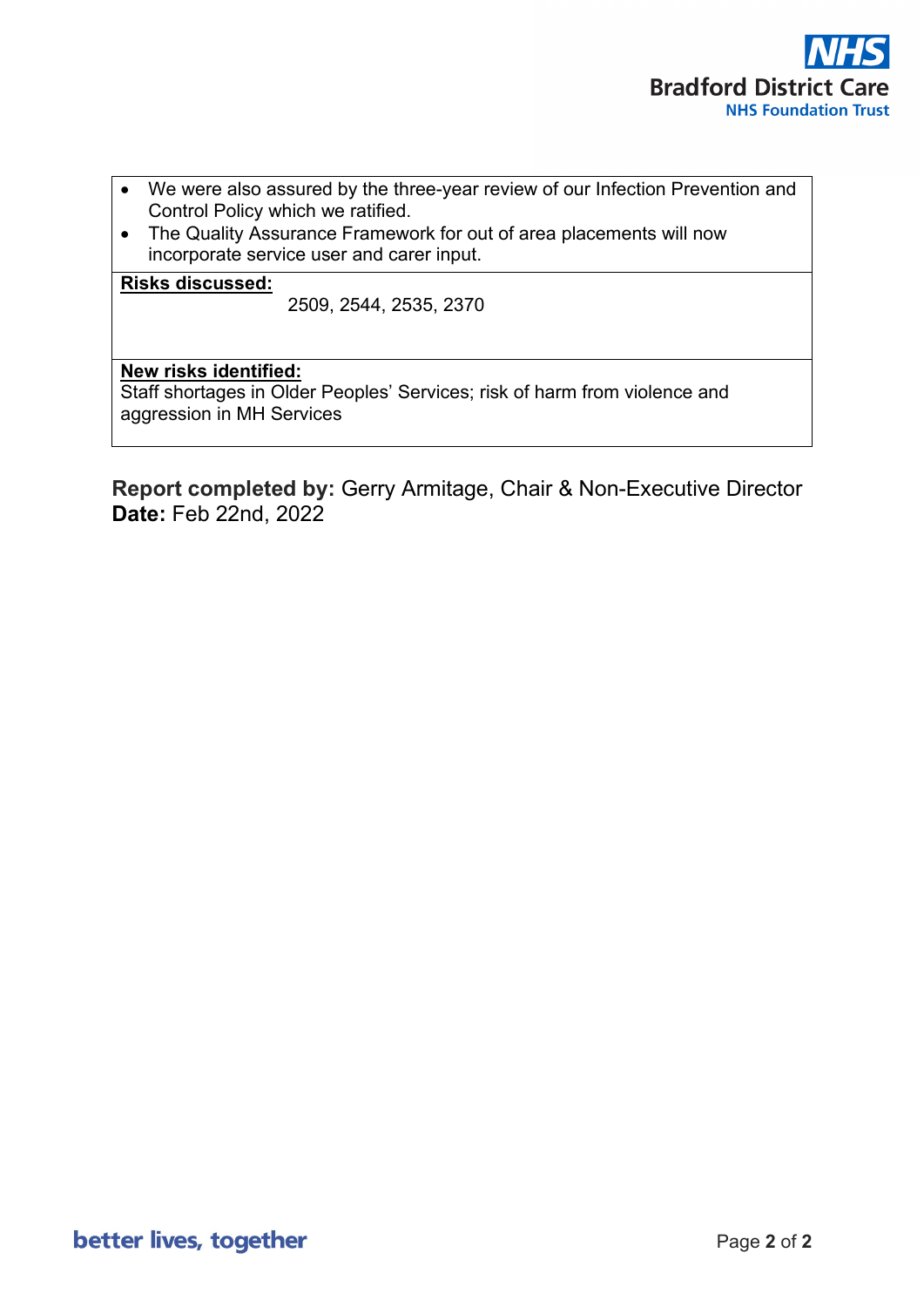- We were also assured by the three-year review of our Infection Prevention and Control Policy which we ratified.
- The Quality Assurance Framework for out of area placements will now incorporate service user and carer input.

**Risks discussed:**

2509, 2544, 2535, 2370

**New risks identified:**

Staff shortages in Older Peoples' Services; risk of harm from violence and aggression in MH Services

**Report completed by:** Gerry Armitage, Chair & Non-Executive Director
**Date:** Feb 22nd, 2022